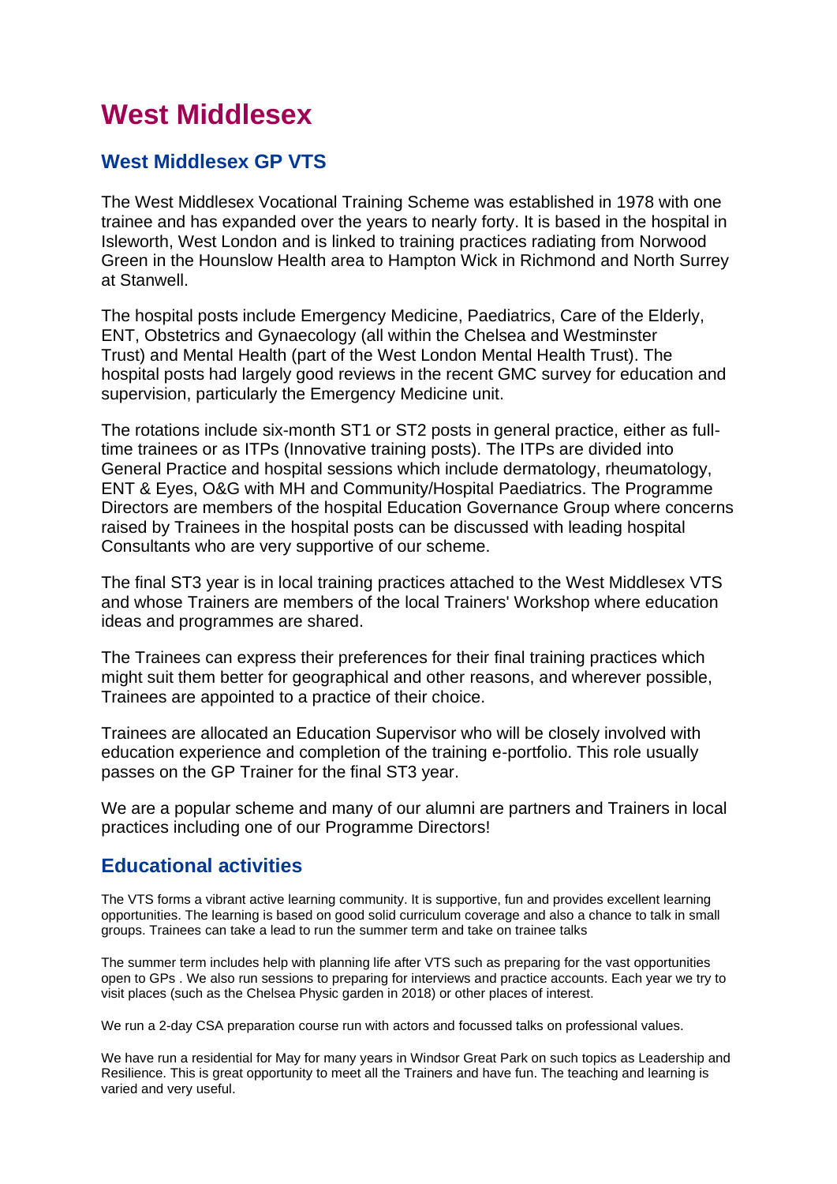# West Middlesex

## West Middlesex GP VTS

The West Middlesex Vocational Training Scheme was established in 1978 with one trainee and has expanded over the years to nearly forty. It is based in the hospital in Isleworth, West London and is linked to training practices radiating from Norwood Green in the Hounslow Health area to Hampton Wick in Richmond and North Surrey at Stanwell.

The hospital posts include Emergency Medicine, Paediatrics, Care of the Elderly, ENT, Obstetrics and Gynaecology (all within the Chelsea and Westminster Trust) and Mental Health (part of the West London Mental Health Trust). The hospital posts had largely good reviews in the recent GMC survey for education and supervision, particularly the Emergency Medicine unit.

The rotations include six-month ST1 or ST2 posts in general practice, either as full-time trainees or as ITPs (Innovative training posts). The ITPs are divided into General Practice and hospital sessions which include dermatology, rheumatology, ENT & Eyes, O&G with MH and Community/Hospital Paediatrics. The Programme Directors are members of the hospital Education Governance Group where concerns raised by Trainees in the hospital posts can be discussed with leading hospital Consultants who are very supportive of our scheme.

The final ST3 year is in local training practices attached to the West Middlesex VTS and whose Trainers are members of the local Trainers' Workshop where education ideas and programmes are shared.

The Trainees can express their preferences for their final training practices which might suit them better for geographical and other reasons, and wherever possible, Trainees are appointed to a practice of their choice.

Trainees are allocated an Education Supervisor who will be closely involved with education experience and completion of the training e-portfolio. This role usually passes on the GP Trainer for the final ST3 year.

We are a popular scheme and many of our alumni are partners and Trainers in local practices including one of our Programme Directors!

## Educational activities

The VTS forms a vibrant active learning community. It is supportive, fun and provides excellent learning opportunities. The learning is based on good solid curriculum coverage and also a chance to talk in small groups. Trainees can take a lead to run the summer term and take on trainee talks

The summer term includes help with planning life after VTS such as preparing for the vast opportunities open to GPs . We also run sessions to preparing for interviews and practice accounts. Each year we try to visit places (such as the Chelsea Physic garden in 2018) or other places of interest.

We run a 2-day CSA preparation course run with actors and focussed talks on professional values.

We have run a residential for May for many years in Windsor Great Park on such topics as Leadership and Resilience. This is great opportunity to meet all the Trainers and have fun. The teaching and learning is varied and very useful.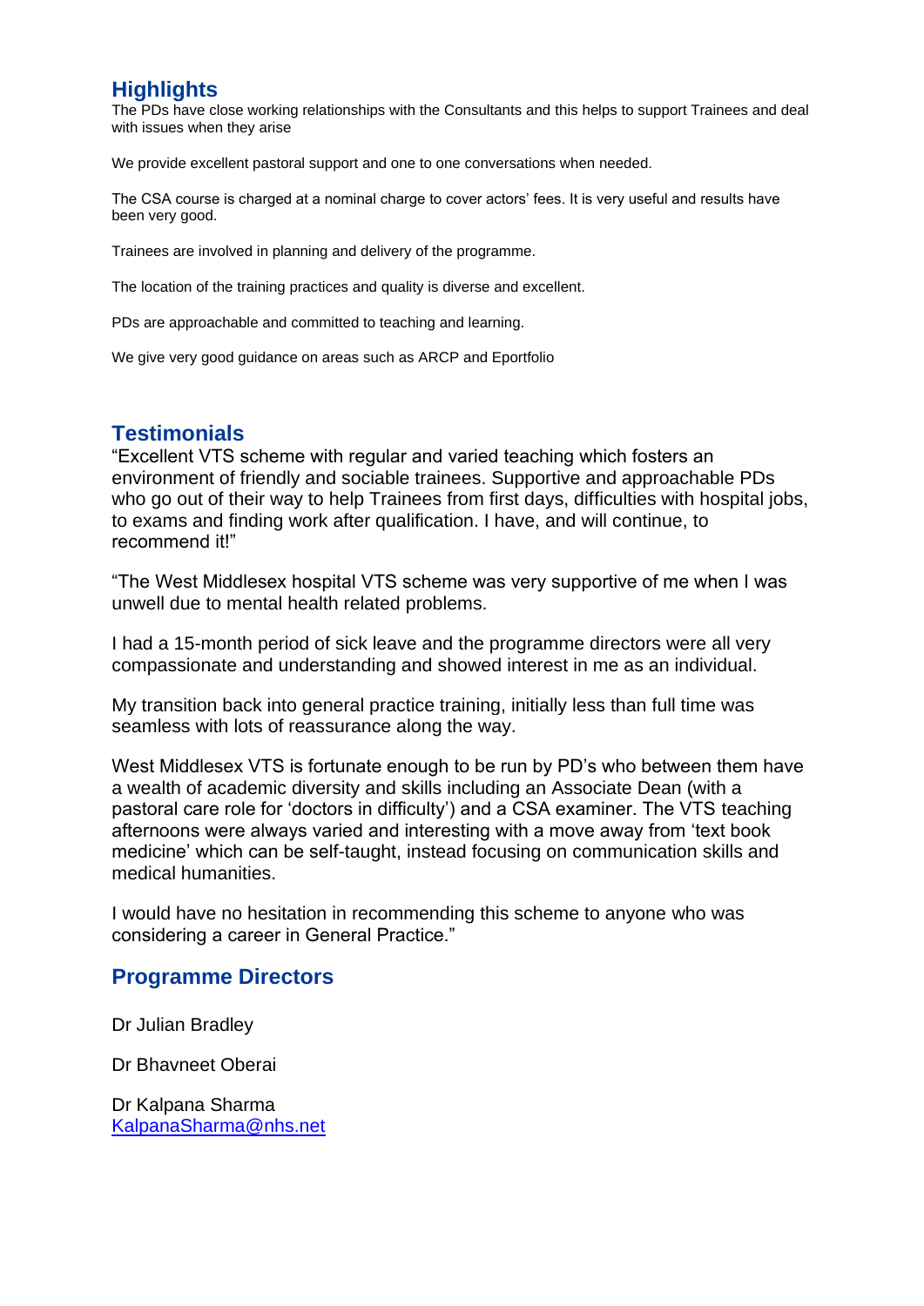## Highlights

The PDs have close working relationships with the Consultants and this helps to support Trainees and deal with issues when they arise

We provide excellent pastoral support and one to one conversations when needed.

The CSA course is charged at a nominal charge to cover actors' fees. It is very useful and results have been very good.

Trainees are involved in planning and delivery of the programme.

The location of the training practices and quality is diverse and excellent.

PDs are approachable and committed to teaching and learning.

We give very good guidance on areas such as ARCP and Eportfolio

## Testimonials

"Excellent VTS scheme with regular and varied teaching which fosters an environment of friendly and sociable trainees. Supportive and approachable PDs who go out of their way to help Trainees from first days, difficulties with hospital jobs, to exams and finding work after qualification. I have, and will continue, to recommend it!"

"The West Middlesex hospital VTS scheme was very supportive of me when I was unwell due to mental health related problems.

I had a 15-month period of sick leave and the programme directors were all very compassionate and understanding and showed interest in me as an individual.

My transition back into general practice training, initially less than full time was seamless with lots of reassurance along the way.

West Middlesex VTS is fortunate enough to be run by PD's who between them have a wealth of academic diversity and skills including an Associate Dean (with a pastoral care role for 'doctors in difficulty') and a CSA examiner. The VTS teaching afternoons were always varied and interesting with a move away from 'text book medicine' which can be self-taught, instead focusing on communication skills and medical humanities.

I would have no hesitation in recommending this scheme to anyone who was considering a career in General Practice."

## Programme Directors

Dr Julian Bradley

Dr Bhavneet Oberai

Dr Kalpana Sharma
KalpanaSharma@nhs.net